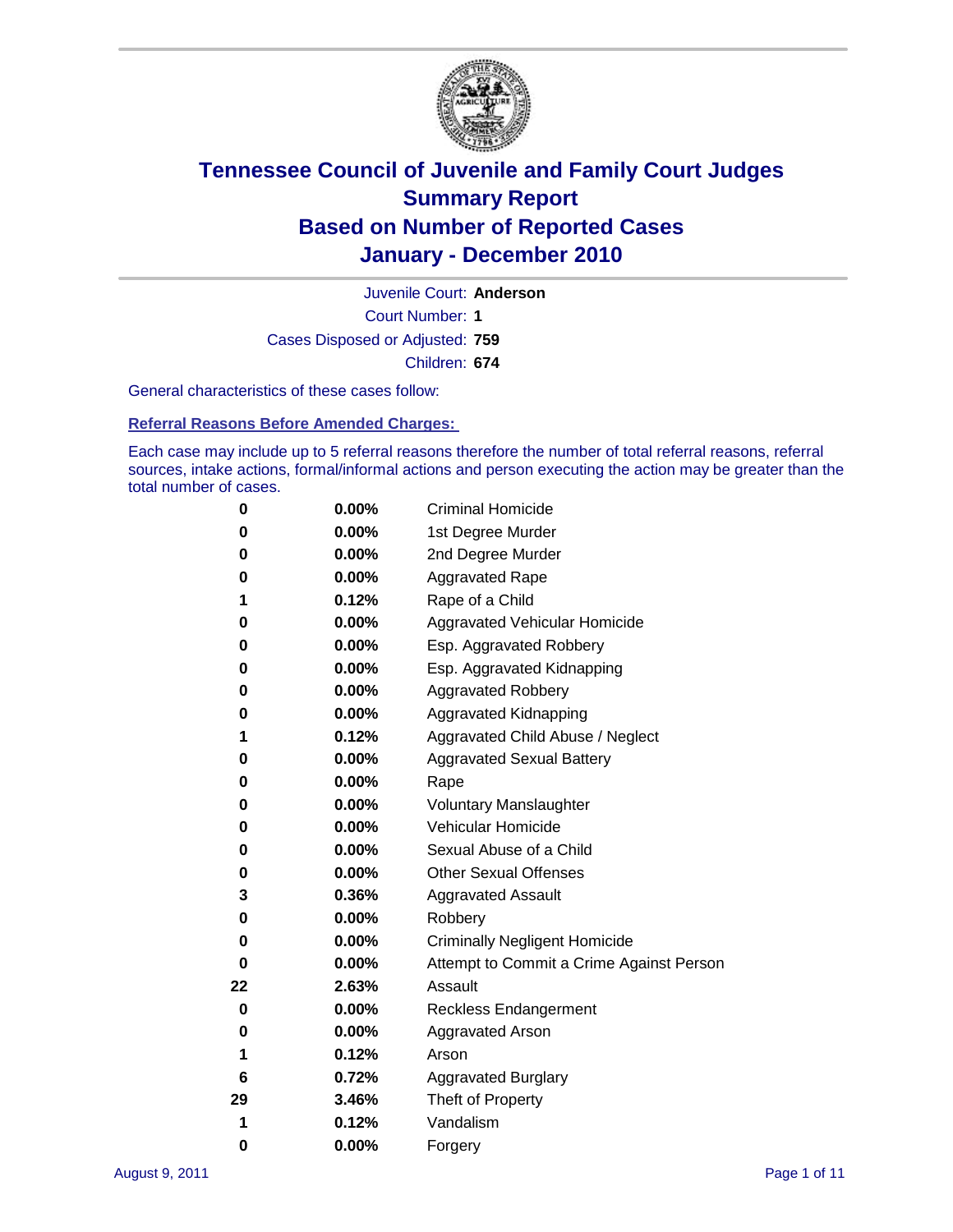# Tennessee Council of Juvenile and Family Court Judges
## Summary Report
## Based on Number of Reported Cases
## January - December 2010

Juvenile Court: **Anderson**

Court Number: **1**

Cases Disposed or Adjusted: **759**

Children: **674**

General characteristics of these cases follow:

### Referral Reasons Before Amended Charges:

Each case may include up to 5 referral reasons therefore the number of total referral reasons, referral sources, intake actions, formal/informal actions and person executing the action may be greater than the total number of cases.

| | | |
|---|---|---|
| 0 | 0.00% | Criminal Homicide |
| 0 | 0.00% | 1st Degree Murder |
| 0 | 0.00% | 2nd Degree Murder |
| 0 | 0.00% | Aggravated Rape |
| 1 | 0.12% | Rape of a Child |
| 0 | 0.00% | Aggravated Vehicular Homicide |
| 0 | 0.00% | Esp. Aggravated Robbery |
| 0 | 0.00% | Esp. Aggravated Kidnapping |
| 0 | 0.00% | Aggravated Robbery |
| 0 | 0.00% | Aggravated Kidnapping |
| 1 | 0.12% | Aggravated Child Abuse / Neglect |
| 0 | 0.00% | Aggravated Sexual Battery |
| 0 | 0.00% | Rape |
| 0 | 0.00% | Voluntary Manslaughter |
| 0 | 0.00% | Vehicular Homicide |
| 0 | 0.00% | Sexual Abuse of a Child |
| 0 | 0.00% | Other Sexual Offenses |
| 3 | 0.36% | Aggravated Assault |
| 0 | 0.00% | Robbery |
| 0 | 0.00% | Criminally Negligent Homicide |
| 0 | 0.00% | Attempt to Commit a Crime Against Person |
| 22 | 2.63% | Assault |
| 0 | 0.00% | Reckless Endangerment |
| 0 | 0.00% | Aggravated Arson |
| 1 | 0.12% | Arson |
| 6 | 0.72% | Aggravated Burglary |
| 29 | 3.46% | Theft of Property |
| 1 | 0.12% | Vandalism |
| 0 | 0.00% | Forgery |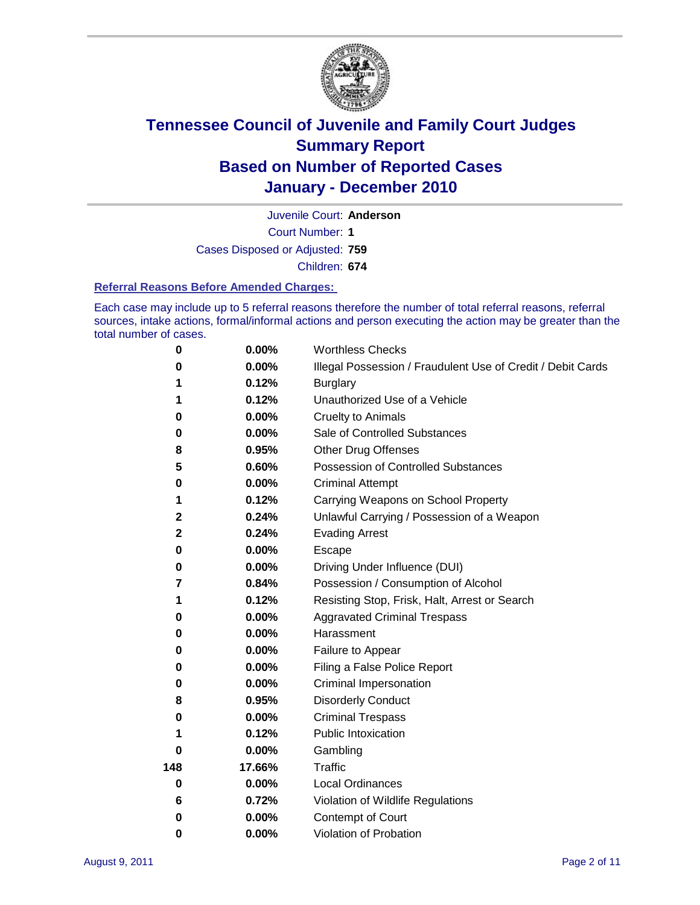# Tennessee Council of Juvenile and Family Court Judges
## Summary Report
## Based on Number of Reported Cases
## January - December 2010

Juvenile Court: **Anderson**

Court Number: **1**

Cases Disposed or Adjusted: **759**

Children: **674**

### Referral Reasons Before Amended Charges:

Each case may include up to 5 referral reasons therefore the number of total referral reasons, referral sources, intake actions, formal/informal actions and person executing the action may be greater than the total number of cases.

| Count | Percent | Referral Reason |
|---|---|---|
| 0 | 0.00% | Worthless Checks |
| 0 | 0.00% | Illegal Possession / Fraudulent Use of Credit / Debit Cards |
| 1 | 0.12% | Burglary |
| 1 | 0.12% | Unauthorized Use of a Vehicle |
| 0 | 0.00% | Cruelty to Animals |
| 0 | 0.00% | Sale of Controlled Substances |
| 8 | 0.95% | Other Drug Offenses |
| 5 | 0.60% | Possession of Controlled Substances |
| 0 | 0.00% | Criminal Attempt |
| 1 | 0.12% | Carrying Weapons on School Property |
| 2 | 0.24% | Unlawful Carrying / Possession of a Weapon |
| 2 | 0.24% | Evading Arrest |
| 0 | 0.00% | Escape |
| 0 | 0.00% | Driving Under Influence (DUI) |
| 7 | 0.84% | Possession / Consumption of Alcohol |
| 1 | 0.12% | Resisting Stop, Frisk, Halt, Arrest or Search |
| 0 | 0.00% | Aggravated Criminal Trespass |
| 0 | 0.00% | Harassment |
| 0 | 0.00% | Failure to Appear |
| 0 | 0.00% | Filing a False Police Report |
| 0 | 0.00% | Criminal Impersonation |
| 8 | 0.95% | Disorderly Conduct |
| 0 | 0.00% | Criminal Trespass |
| 1 | 0.12% | Public Intoxication |
| 0 | 0.00% | Gambling |
| 148 | 17.66% | Traffic |
| 0 | 0.00% | Local Ordinances |
| 6 | 0.72% | Violation of Wildlife Regulations |
| 0 | 0.00% | Contempt of Court |
| 0 | 0.00% | Violation of Probation |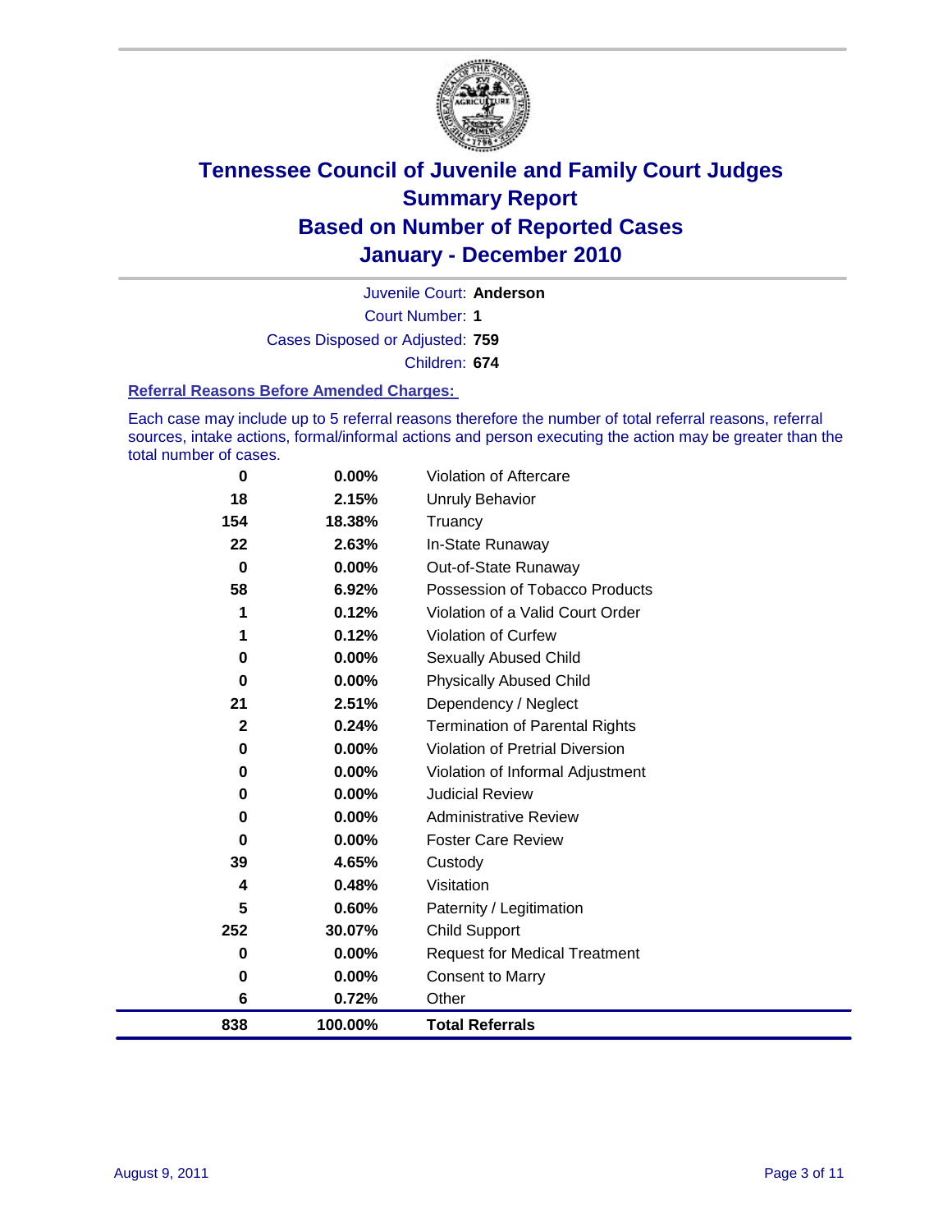# Tennessee Council of Juvenile and Family Court Judges
## Summary Report
## Based on Number of Reported Cases
## January - December 2010

Juvenile Court: **Anderson**

Court Number: **1**

Cases Disposed or Adjusted: **759**

Children: **674**

### Referral Reasons Before Amended Charges:

Each case may include up to 5 referral reasons therefore the number of total referral reasons, referral sources, intake actions, formal/informal actions and person executing the action may be greater than the total number of cases.

| Count | Percent | Referral Reason |
|---|---|---|
| 0 | 0.00% | Violation of Aftercare |
| 18 | 2.15% | Unruly Behavior |
| 154 | 18.38% | Truancy |
| 22 | 2.63% | In-State Runaway |
| 0 | 0.00% | Out-of-State Runaway |
| 58 | 6.92% | Possession of Tobacco Products |
| 1 | 0.12% | Violation of a Valid Court Order |
| 1 | 0.12% | Violation of Curfew |
| 0 | 0.00% | Sexually Abused Child |
| 0 | 0.00% | Physically Abused Child |
| 21 | 2.51% | Dependency / Neglect |
| 2 | 0.24% | Termination of Parental Rights |
| 0 | 0.00% | Violation of Pretrial Diversion |
| 0 | 0.00% | Violation of Informal Adjustment |
| 0 | 0.00% | Judicial Review |
| 0 | 0.00% | Administrative Review |
| 0 | 0.00% | Foster Care Review |
| 39 | 4.65% | Custody |
| 4 | 0.48% | Visitation |
| 5 | 0.60% | Paternity / Legitimation |
| 252 | 30.07% | Child Support |
| 0 | 0.00% | Request for Medical Treatment |
| 0 | 0.00% | Consent to Marry |
| 6 | 0.72% | Other |
| **838** | **100.00%** | **Total Referrals** |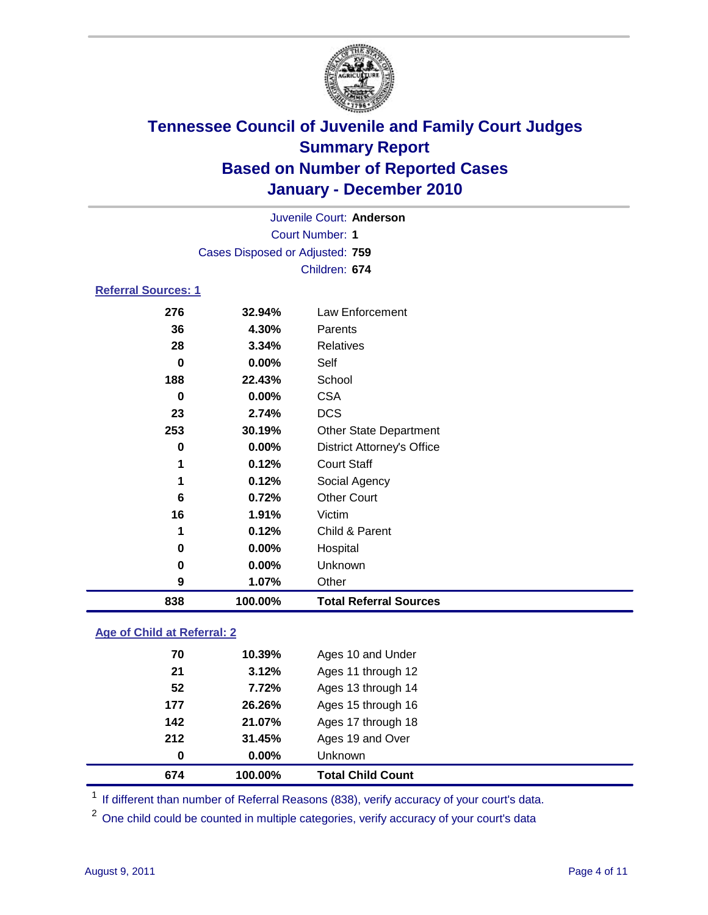# Tennessee Council of Juvenile and Family Court Judges
## Summary Report
## Based on Number of Reported Cases
## January - December 2010

Juvenile Court: **Anderson**

Court Number: **1**

Cases Disposed or Adjusted: **759**

Children: **674**

### Referral Sources: 1

| Count | Percent | Source |
|---|---|---|
| 276 | 32.94% | Law Enforcement |
| 36 | 4.30% | Parents |
| 28 | 3.34% | Relatives |
| 0 | 0.00% | Self |
| 188 | 22.43% | School |
| 0 | 0.00% | CSA |
| 23 | 2.74% | DCS |
| 253 | 30.19% | Other State Department |
| 0 | 0.00% | District Attorney's Office |
| 1 | 0.12% | Court Staff |
| 1 | 0.12% | Social Agency |
| 6 | 0.72% | Other Court |
| 16 | 1.91% | Victim |
| 1 | 0.12% | Child & Parent |
| 0 | 0.00% | Hospital |
| 0 | 0.00% | Unknown |
| 9 | 1.07% | Other |
| **838** | **100.00%** | **Total Referral Sources** |

### Age of Child at Referral: 2

| Count | Percent | Age |
|---|---|---|
| 70 | 10.39% | Ages 10 and Under |
| 21 | 3.12% | Ages 11 through 12 |
| 52 | 7.72% | Ages 13 through 14 |
| 177 | 26.26% | Ages 15 through 16 |
| 142 | 21.07% | Ages 17 through 18 |
| 212 | 31.45% | Ages 19 and Over |
| 0 | 0.00% | Unknown |
| **674** | **100.00%** | **Total Child Count** |

[1] If different than number of Referral Reasons (838), verify accuracy of your court's data.

[2] One child could be counted in multiple categories, verify accuracy of your court's data

August 9, 2011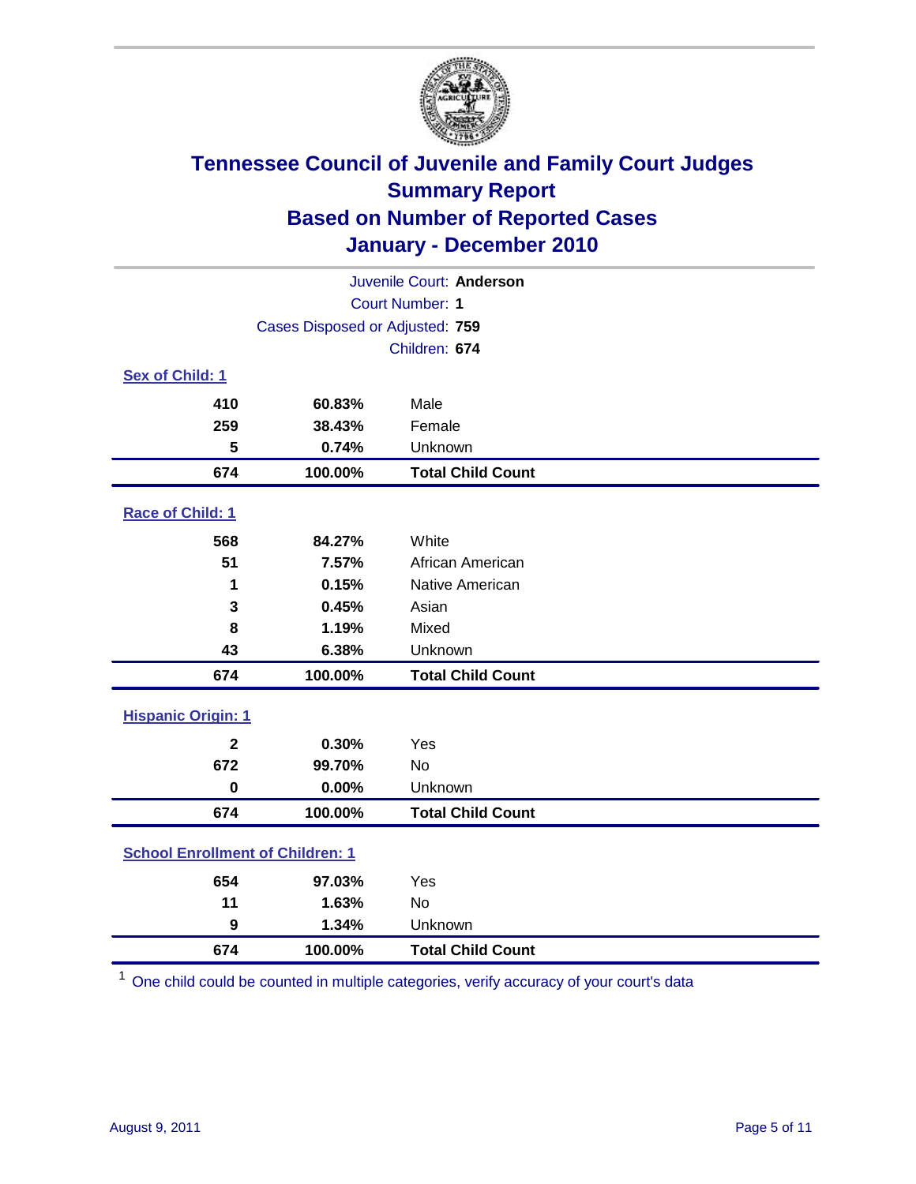# Tennessee Council of Juvenile and Family Court Judges
## Summary Report
## Based on Number of Reported Cases
## January - December 2010

Juvenile Court: **Anderson**
Court Number: **1**
Cases Disposed or Adjusted: **759**
Children: **674**

### Sex of Child: 1

| | | |
|---|---|---|
| 410 | 60.83% | Male |
| 259 | 38.43% | Female |
| 5 | 0.74% | Unknown |
| **674** | **100.00%** | **Total Child Count** |

### Race of Child: 1

| | | |
|---|---|---|
| 568 | 84.27% | White |
| 51 | 7.57% | African American |
| 1 | 0.15% | Native American |
| 3 | 0.45% | Asian |
| 8 | 1.19% | Mixed |
| 43 | 6.38% | Unknown |
| **674** | **100.00%** | **Total Child Count** |

### Hispanic Origin: 1

| | | |
|---|---|---|
| 2 | 0.30% | Yes |
| 672 | 99.70% | No |
| 0 | 0.00% | Unknown |
| **674** | **100.00%** | **Total Child Count** |

### School Enrollment of Children: 1

| | | |
|---|---|---|
| 654 | 97.03% | Yes |
| 11 | 1.63% | No |
| 9 | 1.34% | Unknown |
| **674** | **100.00%** | **Total Child Count** |

[1] One child could be counted in multiple categories, verify accuracy of your court's data

August 9, 2011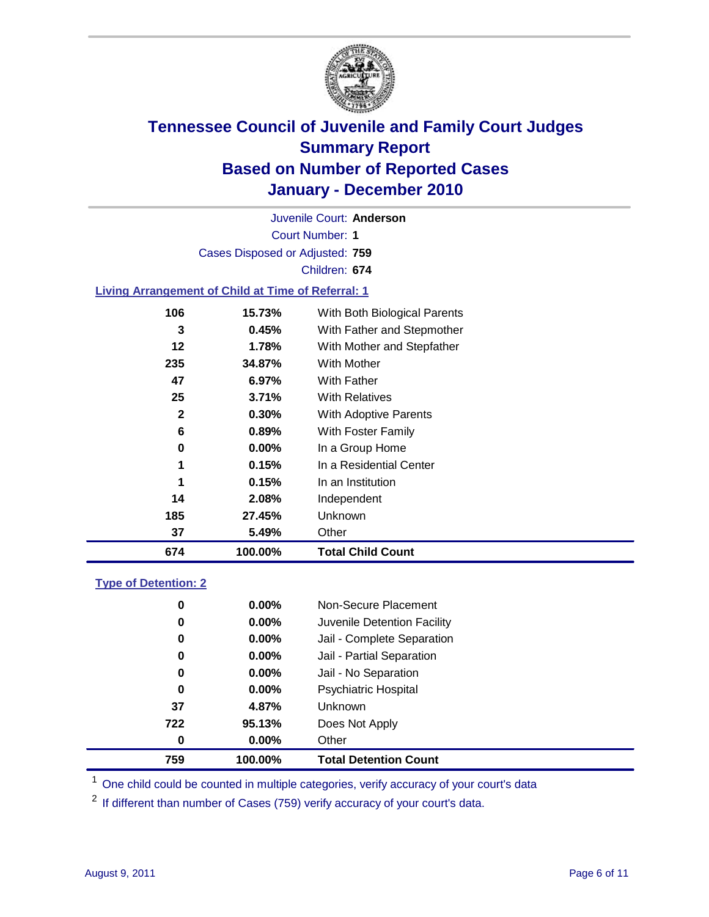# Tennessee Council of Juvenile and Family Court Judges
## Summary Report
## Based on Number of Reported Cases
## January - December 2010

Juvenile Court: **Anderson**

Court Number: **1**

Cases Disposed or Adjusted: **759**

Children: **674**

### Living Arrangement of Child at Time of Referral: 1

| | | |
|---|---|---|
| 106 | 15.73% | With Both Biological Parents |
| 3 | 0.45% | With Father and Stepmother |
| 12 | 1.78% | With Mother and Stepfather |
| 235 | 34.87% | With Mother |
| 47 | 6.97% | With Father |
| 25 | 3.71% | With Relatives |
| 2 | 0.30% | With Adoptive Parents |
| 6 | 0.89% | With Foster Family |
| 0 | 0.00% | In a Group Home |
| 1 | 0.15% | In a Residential Center |
| 1 | 0.15% | In an Institution |
| 14 | 2.08% | Independent |
| 185 | 27.45% | Unknown |
| 37 | 5.49% | Other |
| **674** | **100.00%** | **Total Child Count** |

### Type of Detention: 2

| | | |
|---|---|---|
| 0 | 0.00% | Non-Secure Placement |
| 0 | 0.00% | Juvenile Detention Facility |
| 0 | 0.00% | Jail - Complete Separation |
| 0 | 0.00% | Jail - Partial Separation |
| 0 | 0.00% | Jail - No Separation |
| 0 | 0.00% | Psychiatric Hospital |
| 37 | 4.87% | Unknown |
| 722 | 95.13% | Does Not Apply |
| 0 | 0.00% | Other |
| **759** | **100.00%** | **Total Detention Count** |

[1] One child could be counted in multiple categories, verify accuracy of your court's data

[2] If different than number of Cases (759) verify accuracy of your court's data.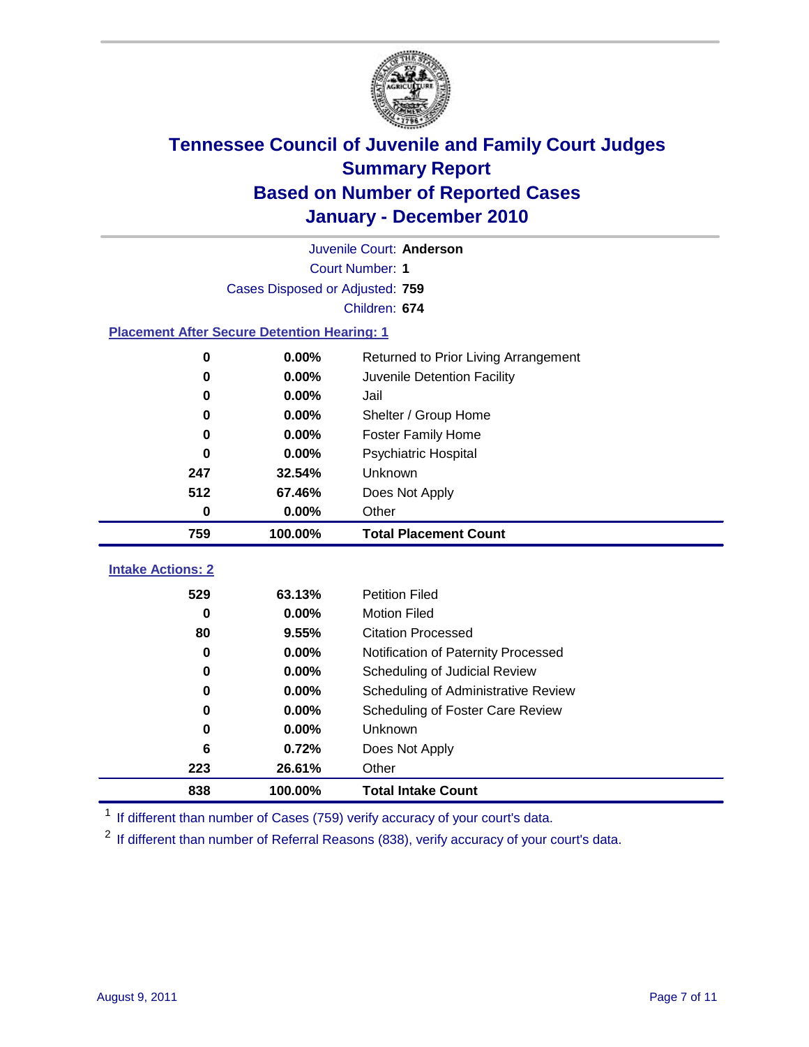# Tennessee Council of Juvenile and Family Court Judges
## Summary Report
## Based on Number of Reported Cases
## January - December 2010

Juvenile Court: **Anderson**

Court Number: **1**

Cases Disposed or Adjusted: **759**

Children: **674**

### Placement After Secure Detention Hearing: 1

| Count | Percent | Placement |
|---|---|---|
| 0 | 0.00% | Returned to Prior Living Arrangement |
| 0 | 0.00% | Juvenile Detention Facility |
| 0 | 0.00% | Jail |
| 0 | 0.00% | Shelter / Group Home |
| 0 | 0.00% | Foster Family Home |
| 0 | 0.00% | Psychiatric Hospital |
| 247 | 32.54% | Unknown |
| 512 | 67.46% | Does Not Apply |
| 0 | 0.00% | Other |
| **759** | **100.00%** | **Total Placement Count** |

### Intake Actions: 2

| Count | Percent | Intake Action |
|---|---|---|
| 529 | 63.13% | Petition Filed |
| 0 | 0.00% | Motion Filed |
| 80 | 9.55% | Citation Processed |
| 0 | 0.00% | Notification of Paternity Processed |
| 0 | 0.00% | Scheduling of Judicial Review |
| 0 | 0.00% | Scheduling of Administrative Review |
| 0 | 0.00% | Scheduling of Foster Care Review |
| 0 | 0.00% | Unknown |
| 6 | 0.72% | Does Not Apply |
| 223 | 26.61% | Other |
| **838** | **100.00%** | **Total Intake Count** |

[1] If different than number of Cases (759) verify accuracy of your court's data.

[2] If different than number of Referral Reasons (838), verify accuracy of your court's data.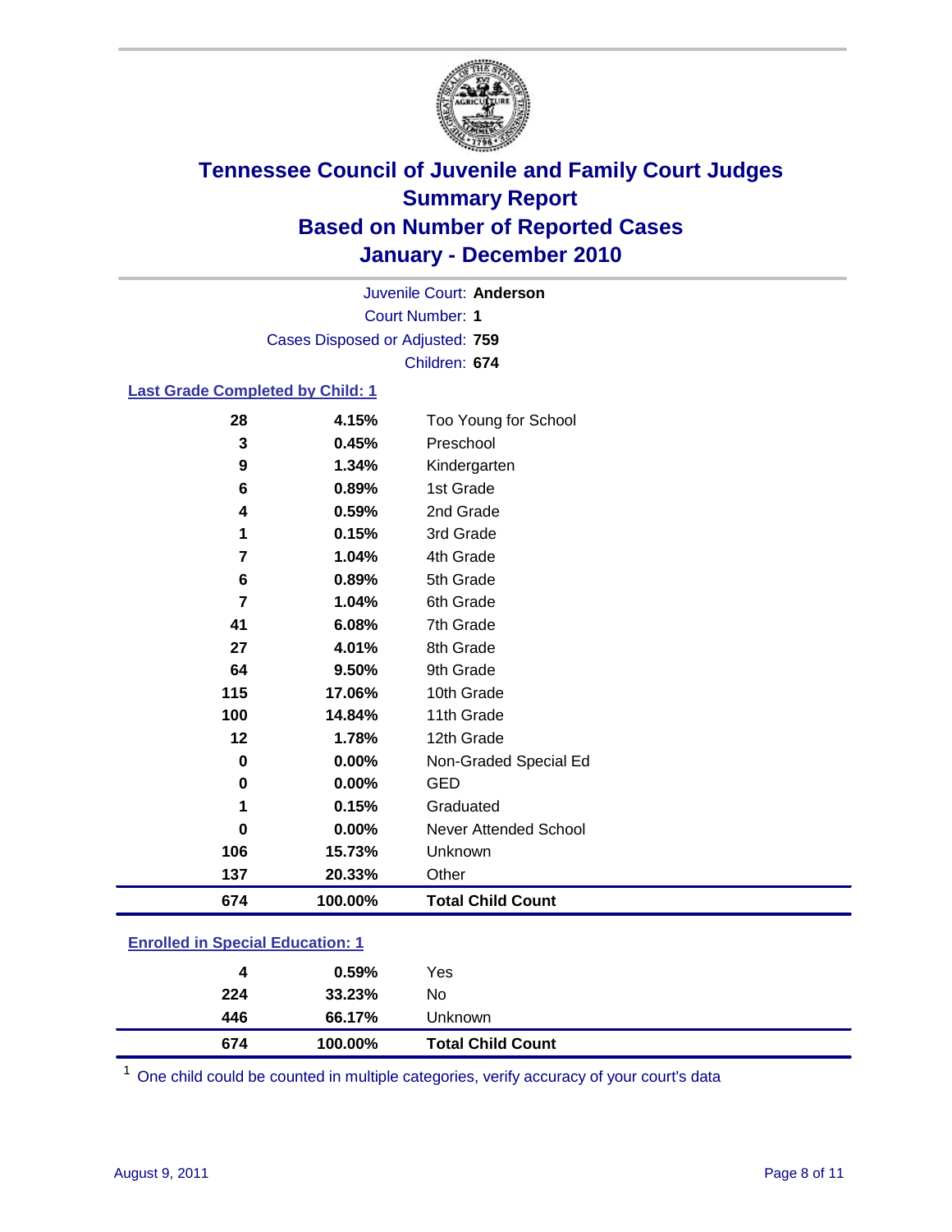# Tennessee Council of Juvenile and Family Court Judges
## Summary Report
## Based on Number of Reported Cases
## January - December 2010

Juvenile Court: **Anderson**

Court Number: **1**

Cases Disposed or Adjusted: **759**

Children: **674**

### Last Grade Completed by Child: 1

| Count | Percent | Category |
|---|---|---|
| 28 | 4.15% | Too Young for School |
| 3 | 0.45% | Preschool |
| 9 | 1.34% | Kindergarten |
| 6 | 0.89% | 1st Grade |
| 4 | 0.59% | 2nd Grade |
| 1 | 0.15% | 3rd Grade |
| 7 | 1.04% | 4th Grade |
| 6 | 0.89% | 5th Grade |
| 7 | 1.04% | 6th Grade |
| 41 | 6.08% | 7th Grade |
| 27 | 4.01% | 8th Grade |
| 64 | 9.50% | 9th Grade |
| 115 | 17.06% | 10th Grade |
| 100 | 14.84% | 11th Grade |
| 12 | 1.78% | 12th Grade |
| 0 | 0.00% | Non-Graded Special Ed |
| 0 | 0.00% | GED |
| 1 | 0.15% | Graduated |
| 0 | 0.00% | Never Attended School |
| 106 | 15.73% | Unknown |
| 137 | 20.33% | Other |
| **674** | **100.00%** | **Total Child Count** |

### Enrolled in Special Education: 1

| Count | Percent | Category |
|---|---|---|
| 4 | 0.59% | Yes |
| 224 | 33.23% | No |
| 446 | 66.17% | Unknown |
| **674** | **100.00%** | **Total Child Count** |

[1] One child could be counted in multiple categories, verify accuracy of your court's data

August 9, 2011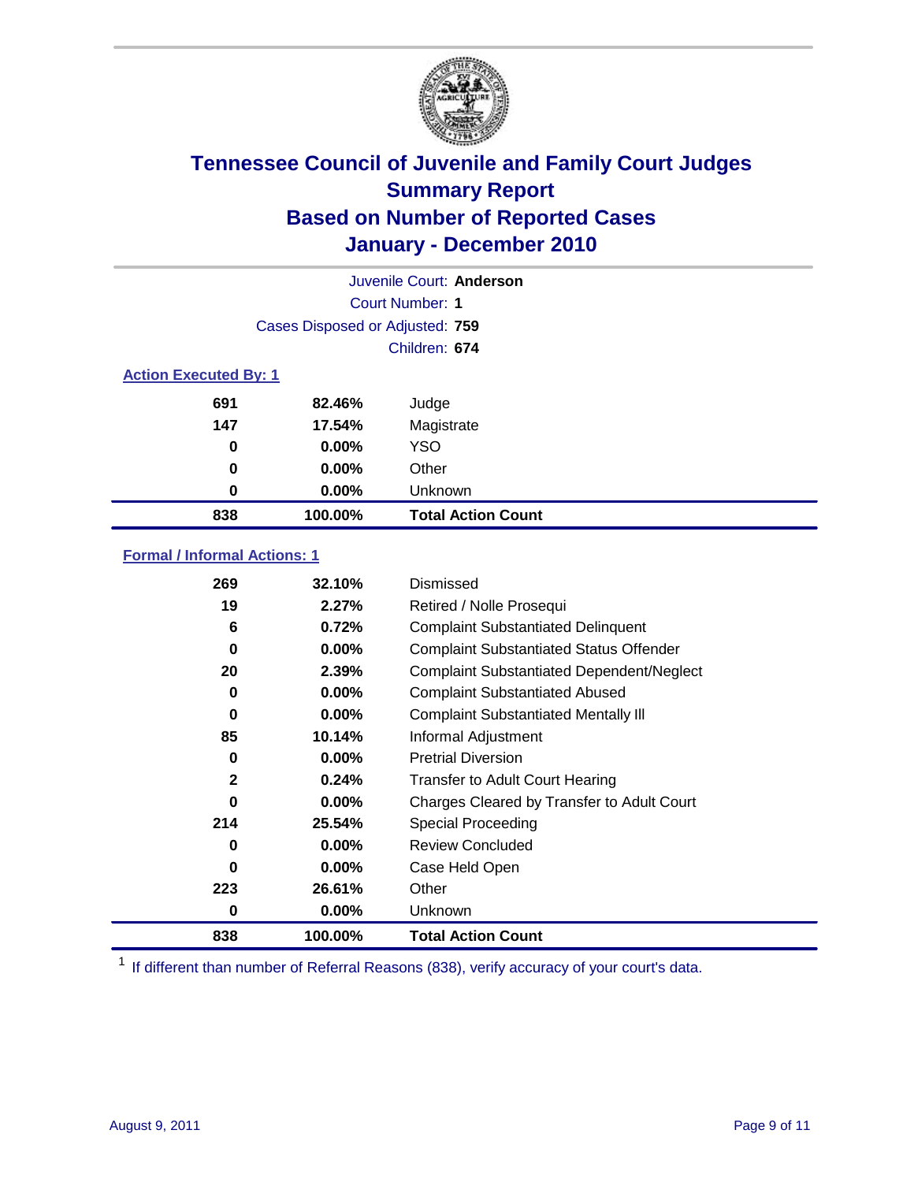# Tennessee Council of Juvenile and Family Court Judges
## Summary Report
## Based on Number of Reported Cases
## January - December 2010

Juvenile Court: **Anderson**

Court Number: **1**

Cases Disposed or Adjusted: **759**

Children: **674**

### Action Executed By: 1

| | | |
|---|---|---|
| 691 | 82.46% | Judge |
| 147 | 17.54% | Magistrate |
| 0 | 0.00% | YSO |
| 0 | 0.00% | Other |
| 0 | 0.00% | Unknown |
| **838** | **100.00%** | **Total Action Count** |

### Formal / Informal Actions: 1

| | | |
|---|---|---|
| 269 | 32.10% | Dismissed |
| 19 | 2.27% | Retired / Nolle Prosequi |
| 6 | 0.72% | Complaint Substantiated Delinquent |
| 0 | 0.00% | Complaint Substantiated Status Offender |
| 20 | 2.39% | Complaint Substantiated Dependent/Neglect |
| 0 | 0.00% | Complaint Substantiated Abused |
| 0 | 0.00% | Complaint Substantiated Mentally Ill |
| 85 | 10.14% | Informal Adjustment |
| 0 | 0.00% | Pretrial Diversion |
| 2 | 0.24% | Transfer to Adult Court Hearing |
| 0 | 0.00% | Charges Cleared by Transfer to Adult Court |
| 214 | 25.54% | Special Proceeding |
| 0 | 0.00% | Review Concluded |
| 0 | 0.00% | Case Held Open |
| 223 | 26.61% | Other |
| 0 | 0.00% | Unknown |
| **838** | **100.00%** | **Total Action Count** |

[1] If different than number of Referral Reasons (838), verify accuracy of your court's data.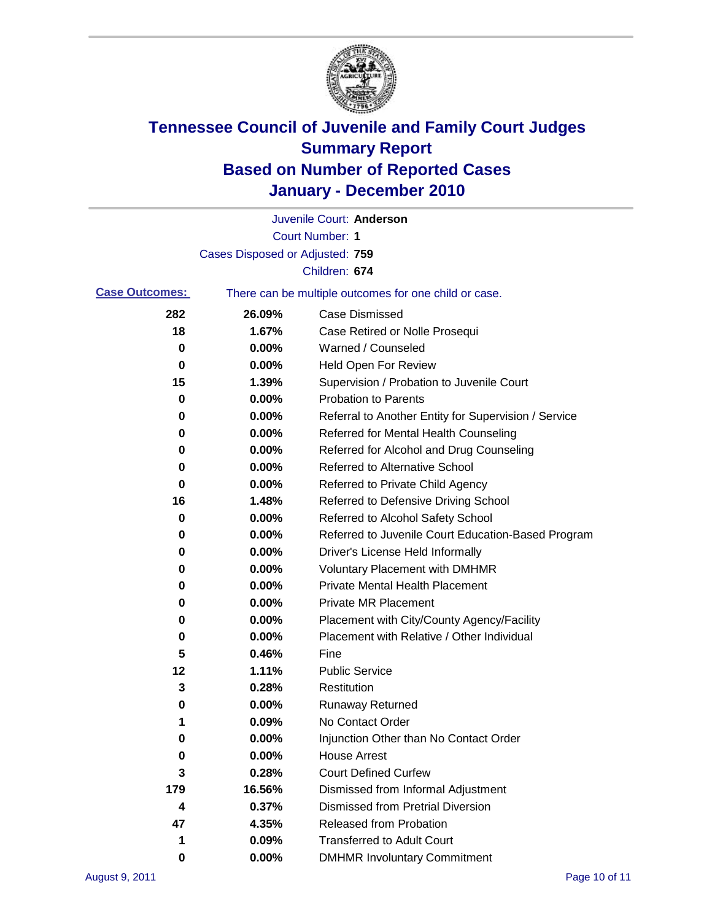# Tennessee Council of Juvenile and Family Court Judges
## Summary Report
## Based on Number of Reported Cases
## January - December 2010

Juvenile Court: **Anderson**

Court Number: **1**

Cases Disposed or Adjusted: **759**

Children: **674**

**Case Outcomes:** There can be multiple outcomes for one child or case.

| | | |
|---|---|---|
| 282 | 26.09% | Case Dismissed |
| 18 | 1.67% | Case Retired or Nolle Prosequi |
| 0 | 0.00% | Warned / Counseled |
| 0 | 0.00% | Held Open For Review |
| 15 | 1.39% | Supervision / Probation to Juvenile Court |
| 0 | 0.00% | Probation to Parents |
| 0 | 0.00% | Referral to Another Entity for Supervision / Service |
| 0 | 0.00% | Referred for Mental Health Counseling |
| 0 | 0.00% | Referred for Alcohol and Drug Counseling |
| 0 | 0.00% | Referred to Alternative School |
| 0 | 0.00% | Referred to Private Child Agency |
| 16 | 1.48% | Referred to Defensive Driving School |
| 0 | 0.00% | Referred to Alcohol Safety School |
| 0 | 0.00% | Referred to Juvenile Court Education-Based Program |
| 0 | 0.00% | Driver's License Held Informally |
| 0 | 0.00% | Voluntary Placement with DMHMR |
| 0 | 0.00% | Private Mental Health Placement |
| 0 | 0.00% | Private MR Placement |
| 0 | 0.00% | Placement with City/County Agency/Facility |
| 0 | 0.00% | Placement with Relative / Other Individual |
| 5 | 0.46% | Fine |
| 12 | 1.11% | Public Service |
| 3 | 0.28% | Restitution |
| 0 | 0.00% | Runaway Returned |
| 1 | 0.09% | No Contact Order |
| 0 | 0.00% | Injunction Other than No Contact Order |
| 0 | 0.00% | House Arrest |
| 3 | 0.28% | Court Defined Curfew |
| 179 | 16.56% | Dismissed from Informal Adjustment |
| 4 | 0.37% | Dismissed from Pretrial Diversion |
| 47 | 4.35% | Released from Probation |
| 1 | 0.09% | Transferred to Adult Court |
| 0 | 0.00% | DMHMR Involuntary Commitment |

August 9, 2011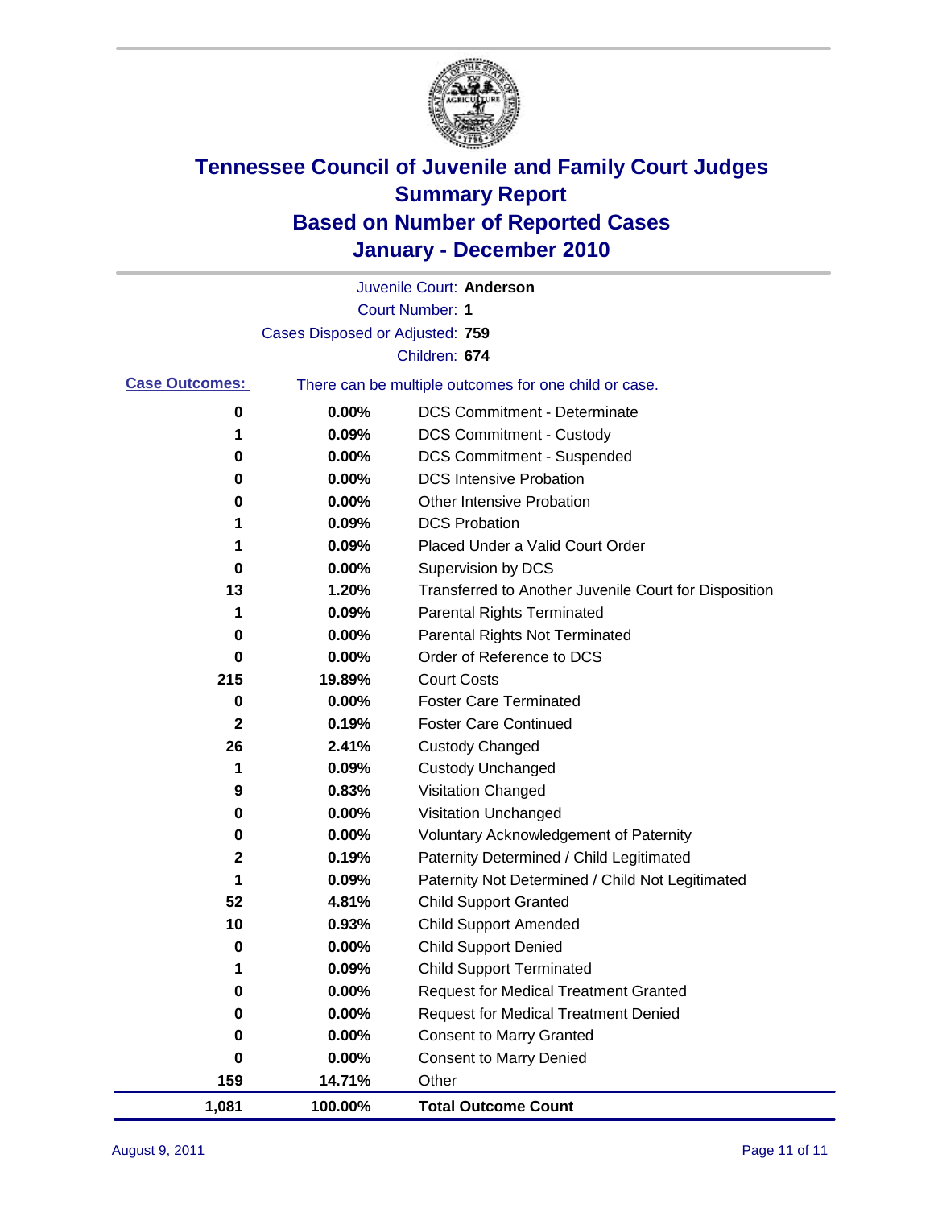# Tennessee Council of Juvenile and Family Court Judges
## Summary Report
## Based on Number of Reported Cases
## January - December 2010

Juvenile Court: **Anderson**

Court Number: **1**

Cases Disposed or Adjusted: **759**

Children: **674**

**Case Outcomes:** There can be multiple outcomes for one child or case.

| | | |
|---|---|---|
| 0 | 0.00% | DCS Commitment - Determinate |
| 1 | 0.09% | DCS Commitment - Custody |
| 0 | 0.00% | DCS Commitment - Suspended |
| 0 | 0.00% | DCS Intensive Probation |
| 0 | 0.00% | Other Intensive Probation |
| 1 | 0.09% | DCS Probation |
| 1 | 0.09% | Placed Under a Valid Court Order |
| 0 | 0.00% | Supervision by DCS |
| 13 | 1.20% | Transferred to Another Juvenile Court for Disposition |
| 1 | 0.09% | Parental Rights Terminated |
| 0 | 0.00% | Parental Rights Not Terminated |
| 0 | 0.00% | Order of Reference to DCS |
| 215 | 19.89% | Court Costs |
| 0 | 0.00% | Foster Care Terminated |
| 2 | 0.19% | Foster Care Continued |
| 26 | 2.41% | Custody Changed |
| 1 | 0.09% | Custody Unchanged |
| 9 | 0.83% | Visitation Changed |
| 0 | 0.00% | Visitation Unchanged |
| 0 | 0.00% | Voluntary Acknowledgement of Paternity |
| 2 | 0.19% | Paternity Determined / Child Legitimated |
| 1 | 0.09% | Paternity Not Determined / Child Not Legitimated |
| 52 | 4.81% | Child Support Granted |
| 10 | 0.93% | Child Support Amended |
| 0 | 0.00% | Child Support Denied |
| 1 | 0.09% | Child Support Terminated |
| 0 | 0.00% | Request for Medical Treatment Granted |
| 0 | 0.00% | Request for Medical Treatment Denied |
| 0 | 0.00% | Consent to Marry Granted |
| 0 | 0.00% | Consent to Marry Denied |
| 159 | 14.71% | Other |
| **1,081** | **100.00%** | **Total Outcome Count** |